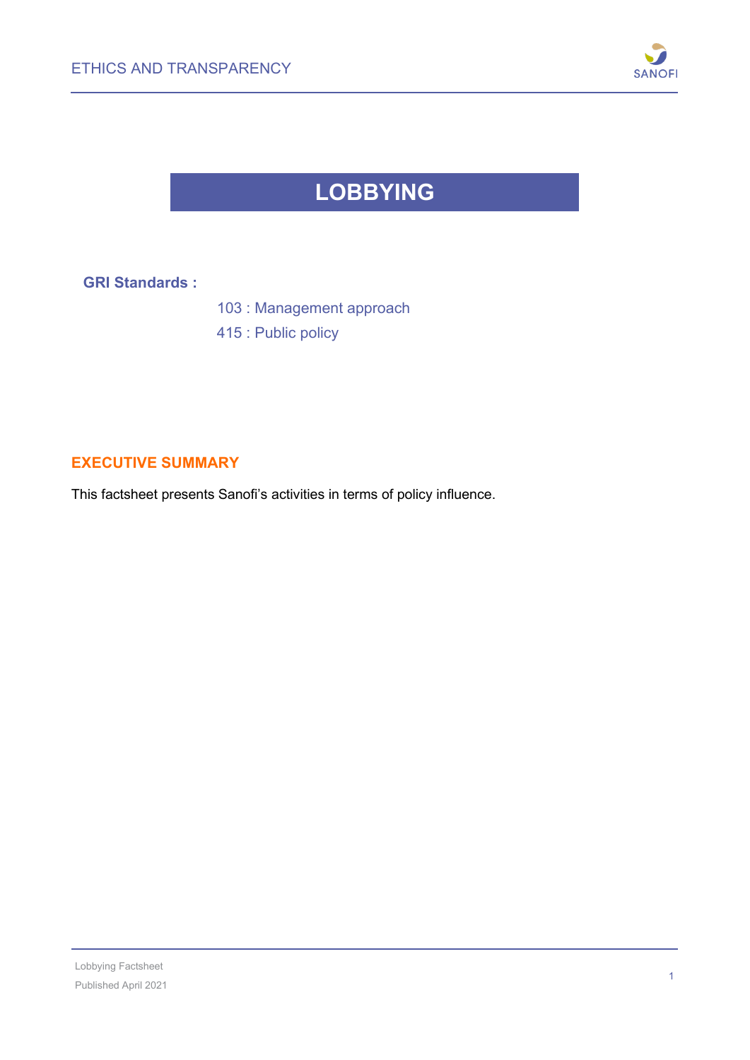# LOBBYING

**GRI Standards :**

103 : Management approach

415 : Public policy

## EXECUTIVE SUMMARY

This factsheet presents Sanofi's activities in terms of policy influence.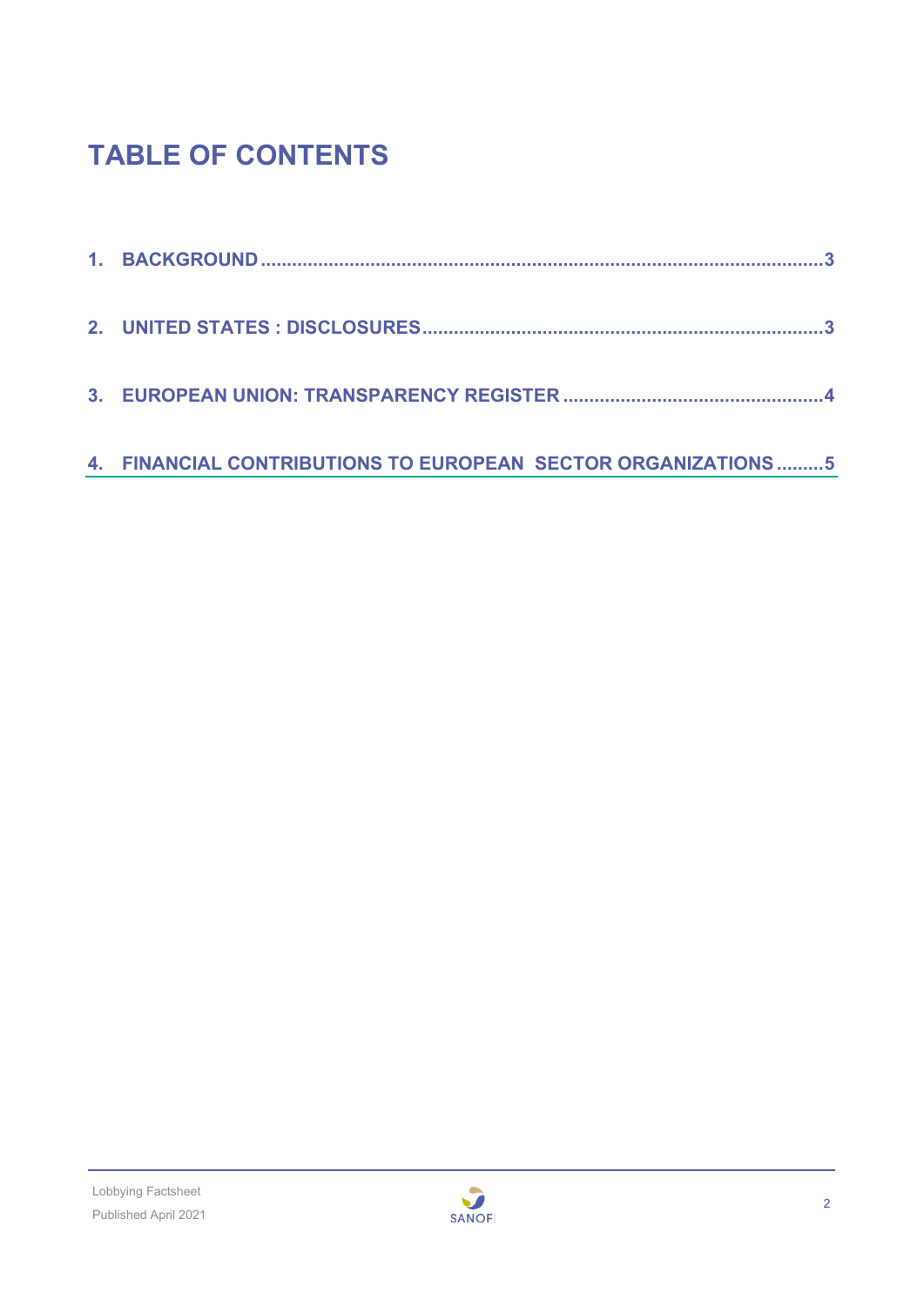# TABLE OF CONTENTS

1. BACKGROUND ........................................................................................................3

2. UNITED STATES : DISCLOSURES ........................................................................3

3. EUROPEAN UNION: TRANSPARENCY REGISTER ...............................................4

4. FINANCIAL CONTRIBUTIONS TO EUROPEAN SECTOR ORGANIZATIONS .........5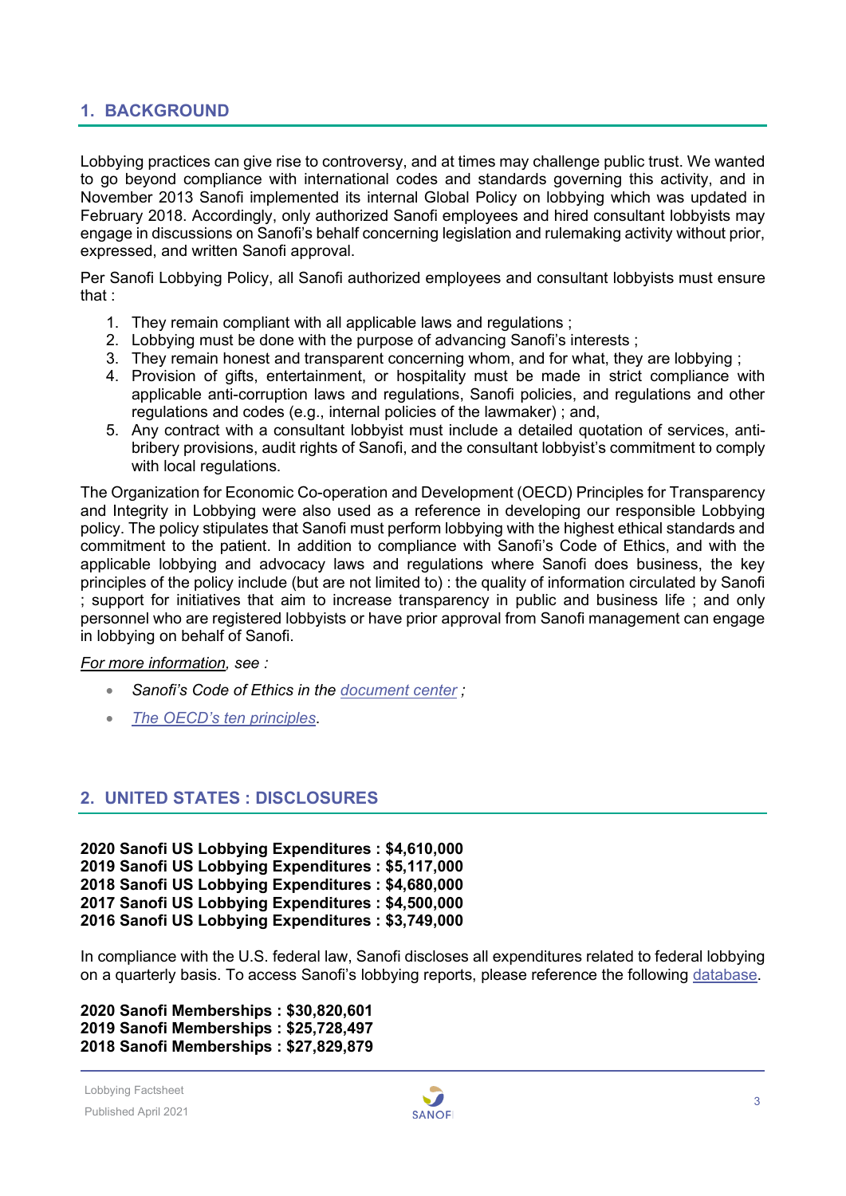## 1. BACKGROUND

Lobbying practices can give rise to controversy, and at times may challenge public trust. We wanted to go beyond compliance with international codes and standards governing this activity, and in November 2013 Sanofi implemented its internal Global Policy on lobbying which was updated in February 2018. Accordingly, only authorized Sanofi employees and hired consultant lobbyists may engage in discussions on Sanofi's behalf concerning legislation and rulemaking activity without prior, expressed, and written Sanofi approval.

Per Sanofi Lobbying Policy, all Sanofi authorized employees and consultant lobbyists must ensure that :

1. They remain compliant with all applicable laws and regulations ;
2. Lobbying must be done with the purpose of advancing Sanofi's interests ;
3. They remain honest and transparent concerning whom, and for what, they are lobbying ;
4. Provision of gifts, entertainment, or hospitality must be made in strict compliance with applicable anti-corruption laws and regulations, Sanofi policies, and regulations and other regulations and codes (e.g., internal policies of the lawmaker) ; and,
5. Any contract with a consultant lobbyist must include a detailed quotation of services, anti-bribery provisions, audit rights of Sanofi, and the consultant lobbyist's commitment to comply with local regulations.

The Organization for Economic Co-operation and Development (OECD) Principles for Transparency and Integrity in Lobbying were also used as a reference in developing our responsible Lobbying policy. The policy stipulates that Sanofi must perform lobbying with the highest ethical standards and commitment to the patient. In addition to compliance with Sanofi's Code of Ethics, and with the applicable lobbying and advocacy laws and regulations where Sanofi does business, the key principles of the policy include (but are not limited to) : the quality of information circulated by Sanofi ; support for initiatives that aim to increase transparency in public and business life ; and only personnel who are registered lobbyists or have prior approval from Sanofi management can engage in lobbying on behalf of Sanofi.

*For more information, see :*

- *Sanofi's Code of Ethics in the document center ;*
- *The OECD's ten principles.*

## 2. UNITED STATES : DISCLOSURES

**2020 Sanofi US Lobbying Expenditures : $4,610,000**
**2019 Sanofi US Lobbying Expenditures : $5,117,000**
**2018 Sanofi US Lobbying Expenditures : $4,680,000**
**2017 Sanofi US Lobbying Expenditures : $4,500,000**
**2016 Sanofi US Lobbying Expenditures : $3,749,000**

In compliance with the U.S. federal law, Sanofi discloses all expenditures related to federal lobbying on a quarterly basis. To access Sanofi's lobbying reports, please reference the following database.

**2020 Sanofi Memberships : $30,820,601**
**2019 Sanofi Memberships : $25,728,497**
**2018 Sanofi Memberships : $27,829,879**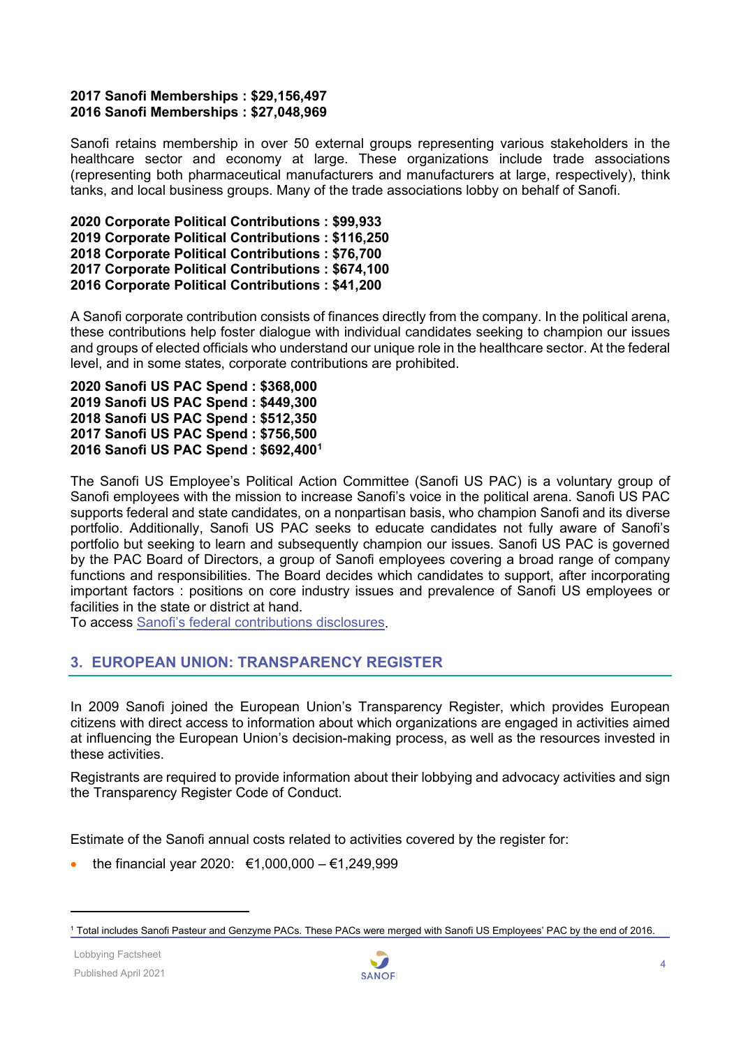**2017 Sanofi Memberships : $29,156,497**
**2016 Sanofi Memberships : $27,048,969**

Sanofi retains membership in over 50 external groups representing various stakeholders in the healthcare sector and economy at large. These organizations include trade associations (representing both pharmaceutical manufacturers and manufacturers at large, respectively), think tanks, and local business groups. Many of the trade associations lobby on behalf of Sanofi.

**2020 Corporate Political Contributions : $99,933**
**2019 Corporate Political Contributions : $116,250**
**2018 Corporate Political Contributions : $76,700**
**2017 Corporate Political Contributions : $674,100**
**2016 Corporate Political Contributions : $41,200**

A Sanofi corporate contribution consists of finances directly from the company. In the political arena, these contributions help foster dialogue with individual candidates seeking to champion our issues and groups of elected officials who understand our unique role in the healthcare sector. At the federal level, and in some states, corporate contributions are prohibited.

**2020 Sanofi US PAC Spend : $368,000**
**2019 Sanofi US PAC Spend : $449,300**
**2018 Sanofi US PAC Spend : $512,350**
**2017 Sanofi US PAC Spend : $756,500**
**2016 Sanofi US PAC Spend : $692,400**[1]

The Sanofi US Employee's Political Action Committee (Sanofi US PAC) is a voluntary group of Sanofi employees with the mission to increase Sanofi's voice in the political arena. Sanofi US PAC supports federal and state candidates, on a nonpartisan basis, who champion Sanofi and its diverse portfolio. Additionally, Sanofi US PAC seeks to educate candidates not fully aware of Sanofi's portfolio but seeking to learn and subsequently champion our issues. Sanofi US PAC is governed by the PAC Board of Directors, a group of Sanofi employees covering a broad range of company functions and responsibilities. The Board decides which candidates to support, after incorporating important factors : positions on core industry issues and prevalence of Sanofi US employees or facilities in the state or district at hand.
To access Sanofi's federal contributions disclosures.

## 3. EUROPEAN UNION: TRANSPARENCY REGISTER

In 2009 Sanofi joined the European Union's Transparency Register, which provides European citizens with direct access to information about which organizations are engaged in activities aimed at influencing the European Union's decision-making process, as well as the resources invested in these activities.

Registrants are required to provide information about their lobbying and advocacy activities and sign the Transparency Register Code of Conduct.

Estimate of the Sanofi annual costs related to activities covered by the register for:

- the financial year 2020: €1,000,000 – €1,249,999

[1] Total includes Sanofi Pasteur and Genzyme PACs. These PACs were merged with Sanofi US Employees' PAC by the end of 2016.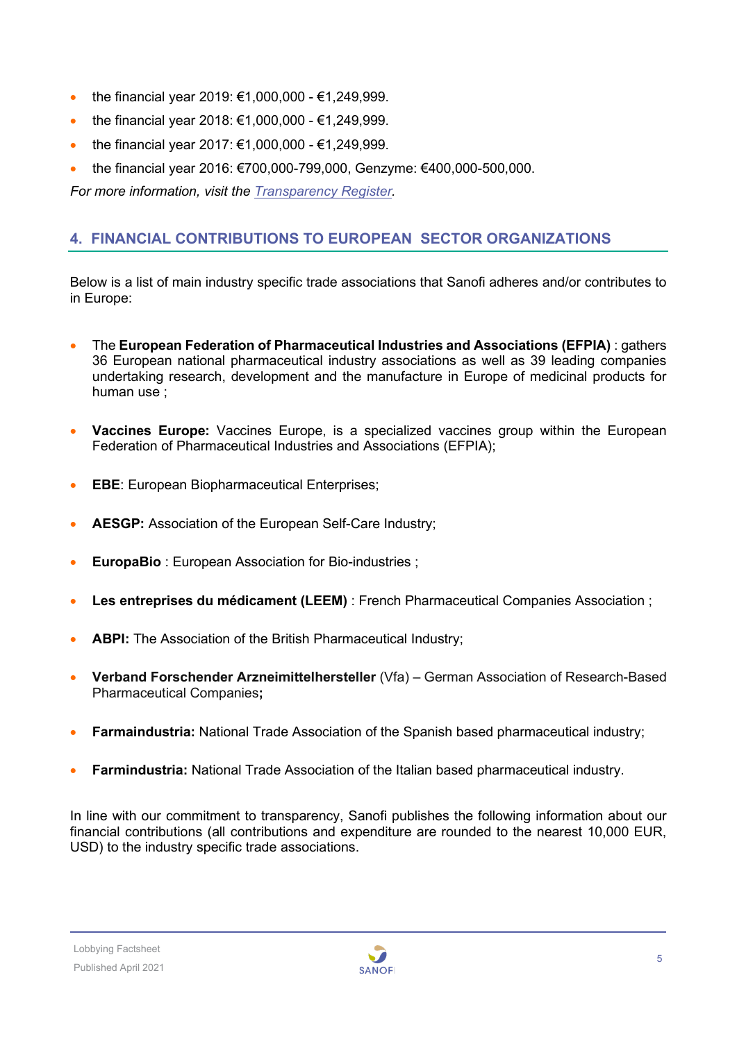- the financial year 2019: €1,000,000 - €1,249,999.
- the financial year 2018: €1,000,000 - €1,249,999.
- the financial year 2017: €1,000,000 - €1,249,999.
- the financial year 2016: €700,000-799,000, Genzyme: €400,000-500,000.

*For more information, visit the [Transparency Register](Transparency Register).*

## 4. FINANCIAL CONTRIBUTIONS TO EUROPEAN SECTOR ORGANIZATIONS

Below is a list of main industry specific trade associations that Sanofi adheres and/or contributes to in Europe:

- The **European Federation of Pharmaceutical Industries and Associations (EFPIA)** : gathers 36 European national pharmaceutical industry associations as well as 39 leading companies undertaking research, development and the manufacture in Europe of medicinal products for human use ;

- **Vaccines Europe:** Vaccines Europe, is a specialized vaccines group within the European Federation of Pharmaceutical Industries and Associations (EFPIA);

- **EBE**: European Biopharmaceutical Enterprises;

- **AESGP:** Association of the European Self-Care Industry;

- **EuropaBio** : European Association for Bio-industries ;

- **Les entreprises du médicament (LEEM)** : French Pharmaceutical Companies Association ;

- **ABPI:** The Association of the British Pharmaceutical Industry;

- **Verband Forschender Arzneimittelhersteller** (Vfa) – German Association of Research-Based Pharmaceutical Companies**;**

- **Farmaindustria:** National Trade Association of the Spanish based pharmaceutical industry;

- **Farmindustria:** National Trade Association of the Italian based pharmaceutical industry.

In line with our commitment to transparency, Sanofi publishes the following information about our financial contributions (all contributions and expenditure are rounded to the nearest 10,000 EUR, USD) to the industry specific trade associations.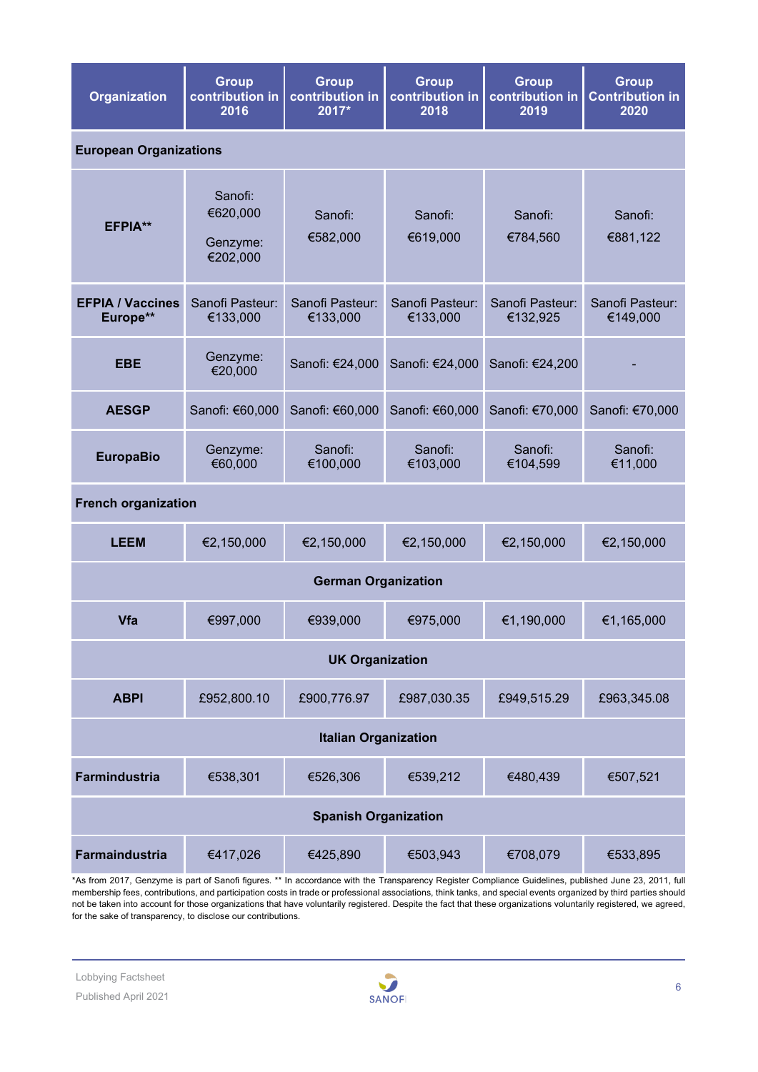| Organization | Group contribution in 2016 | Group contribution in 2017* | Group contribution in 2018 | Group contribution in 2019 | Group Contribution in 2020 |
|---|---|---|---|---|---|
| **European Organizations** | | | | | |
| **EFPIA**** | Sanofi: €620,000 Genzyme: €202,000 | Sanofi: €582,000 | Sanofi: €619,000 | Sanofi: €784,560 | Sanofi: €881,122 |
| **EFPIA / Vaccines Europe**** | Sanofi Pasteur: €133,000 | Sanofi Pasteur: €133,000 | Sanofi Pasteur: €133,000 | Sanofi Pasteur: €132,925 | Sanofi Pasteur: €149,000 |
| **EBE** | Genzyme: €20,000 | Sanofi: €24,000 | Sanofi: €24,000 | Sanofi: €24,200 | - |
| **AESGP** | Sanofi: €60,000 | Sanofi: €60,000 | Sanofi: €60,000 | Sanofi: €70,000 | Sanofi: €70,000 |
| **EuropaBio** | Genzyme: €60,000 | Sanofi: €100,000 | Sanofi: €103,000 | Sanofi: €104,599 | Sanofi: €11,000 |
| **French organization** | | | | | |
| **LEEM** | €2,150,000 | €2,150,000 | €2,150,000 | €2,150,000 | €2,150,000 |
| **German Organization** | | | | | |
| **Vfa** | €997,000 | €939,000 | €975,000 | €1,190,000 | €1,165,000 |
| **UK Organization** | | | | | |
| **ABPI** | £952,800.10 | £900,776.97 | £987,030.35 | £949,515.29 | £963,345.08 |
| **Italian Organization** | | | | | |
| **Farmindustria** | €538,301 | €526,306 | €539,212 | €480,439 | €507,521 |
| **Spanish Organization** | | | | | |
| **Farmaindustria** | €417,026 | €425,890 | €503,943 | €708,079 | €533,895 |

*As from 2017, Genzyme is part of Sanofi figures. ** In accordance with the Transparency Register Compliance Guidelines, published June 23, 2011, full membership fees, contributions, and participation costs in trade or professional associations, think tanks, and special events organized by third parties should not be taken into account for those organizations that have voluntarily registered. Despite the fact that these organizations voluntarily registered, we agreed, for the sake of transparency, to disclose our contributions.